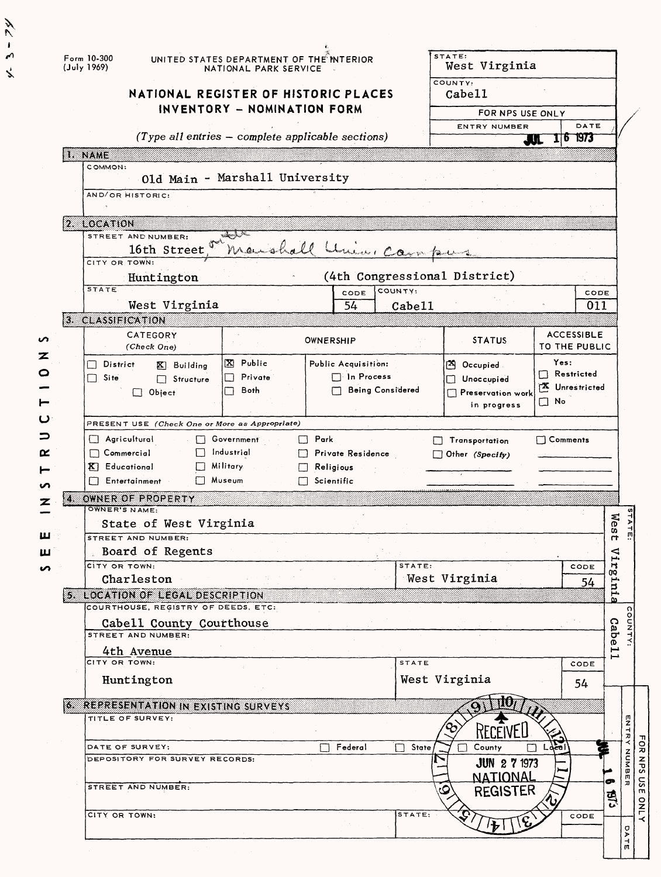Form 10-300
(July 1969)

UNITED STATES DEPARTMENT OF THE INTERIOR
NATIONAL PARK SERVICE

# NATIONAL REGISTER OF HISTORIC PLACES INVENTORY – NOMINATION FORM

*(Type all entries – complete applicable sections)*

| STATE: | |
|---|---|
| West Virginia | |
| COUNTY: | |
| Cabell | |
| FOR NPS USE ONLY | |
| ENTRY NUMBER | DATE |
| | JUL 16 1973 |

## 1. NAME

COMMON:

Old Main - Marshall University

AND/OR HISTORIC:

## 2. LOCATION

STREET AND NUMBER:

16th Street, on the Marshall Univ. Campus

CITY OR TOWN:

Huntington (4th Congressional District)

| STATE | CODE | COUNTY: | CODE |
|---|---|---|---|
| West Virginia | 54 | Cabell | 011 |

## 3. CLASSIFICATION

| CATEGORY (Check One) | OWNERSHIP | | STATUS | ACCESSIBLE TO THE PUBLIC |
|---|---|---|---|---|
| ☐ District ☒ Building | ☒ Public | Public Acquisition: | ☒ Occupied | Yes: |
| ☐ Site ☐ Structure | ☐ Private | ☐ In Process | ☐ Unoccupied | ☐ Restricted |
| ☐ Object | ☐ Both | ☐ Being Considered | ☐ Preservation work in progress | ☒ Unrestricted |
| | | | | ☐ No |

PRESENT USE *(Check One or More as Appropriate)*

| | | | | |
|---|---|---|---|---|
| ☐ Agricultural | ☐ Government | ☐ Park | ☐ Transportation | ☐ Comments |
| ☐ Commercial | ☐ Industrial | ☐ Private Residence | ☐ Other *(Specify)* | |
| ☒ Educational | ☐ Military | ☐ Religious | | |
| ☐ Entertainment | ☐ Museum | ☐ Scientific | | |

## 4. OWNER OF PROPERTY

OWNER'S NAME:

State of West Virginia

STREET AND NUMBER:

Board of Regents

| CITY OR TOWN: | STATE: | CODE |
|---|---|---|
| Charleston | West Virginia | 54 |

## 5. LOCATION OF LEGAL DESCRIPTION

COURTHOUSE, REGISTRY OF DEEDS, ETC:

Cabell County Courthouse

STREET AND NUMBER:

4th Avenue

| CITY OR TOWN: | STATE | CODE |
|---|---|---|
| Huntington | West Virginia | 54 |

## 6. REPRESENTATION IN EXISTING SURVEYS

TITLE OF SURVEY:

DATE OF SURVEY: ☐ Federal ☐ State ☐ County ☐ Local

DEPOSITORY FOR SURVEY RECORDS:

STREET AND NUMBER:

| CITY OR TOWN: | STATE: | CODE |
|---|---|---|
| | | |

RECEIVED JUN 27 1973 NATIONAL REGISTER

SEE INSTRUCTIONS

STATE: West Virginia

COUNTY: Cabell

FOR NPS USE ONLY — ENTRY NUMBER — DATE: JUL 16 1973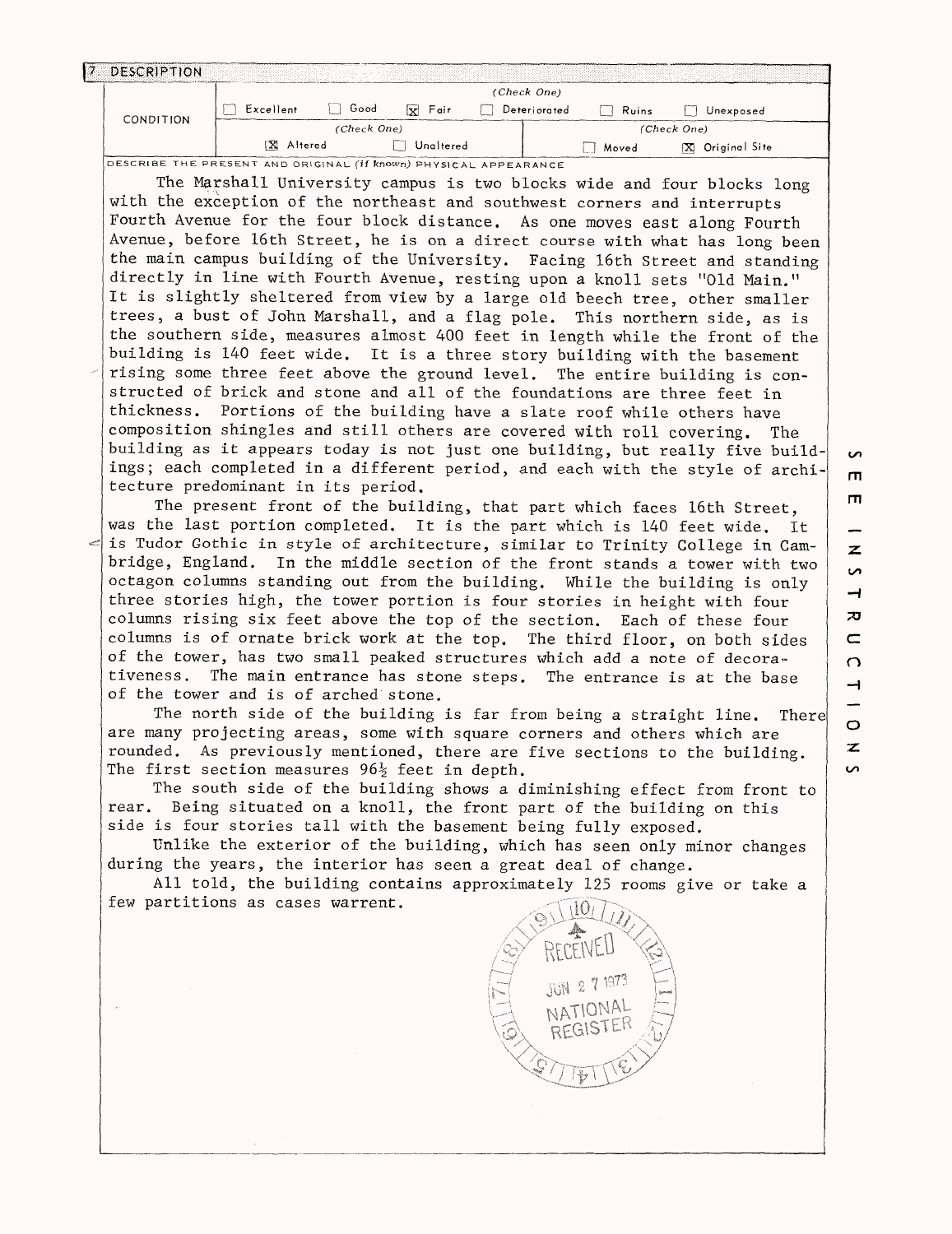## 7. DESCRIPTION

| CONDITION | (Check One) | | | | | |
|---|---|---|---|---|---|---|
| | ☐ Excellent | ☐ Good | ☒ Fair | ☐ Deteriorated | ☐ Ruins | ☐ Unexposed |
| | (Check One) | | | (Check One) | | |
| | ☒ Altered | ☐ Unaltered | | ☐ Moved | ☒ Original Site | |

DESCRIBE THE PRESENT AND ORIGINAL *(if known)* PHYSICAL APPEARANCE

The Marshall University campus is two blocks wide and four blocks long with the exception of the northeast and southwest corners and interrupts Fourth Avenue for the four block distance. As one moves east along Fourth Avenue, before 16th Street, he is on a direct course with what has long been the main campus building of the University. Facing 16th Street and standing directly in line with Fourth Avenue, resting upon a knoll sets "Old Main." It is slightly sheltered from view by a large old beech tree, other smaller trees, a bust of John Marshall, and a flag pole. This northern side, as is the southern side, measures almost 400 feet in length while the front of the building is 140 feet wide. It is a three story building with the basement rising some three feet above the ground level. The entire building is constructed of brick and stone and all of the foundations are three feet in thickness. Portions of the building have a slate roof while others have composition shingles and still others are covered with roll covering. The building as it appears today is not just one building, but really five buildings; each completed in a different period, and each with the style of architecture predominant in its period.

The present front of the building, that part which faces 16th Street, was the last portion completed. It is the part which is 140 feet wide. It is Tudor Gothic in style of architecture, similar to Trinity College in Cambridge, England. In the middle section of the front stands a tower with two octagon columns standing out from the building. While the building is only three stories high, the tower portion is four stories in height with four columns rising six feet above the top of the section. Each of these four columns is of ornate brick work at the top. The third floor, on both sides of the tower, has two small peaked structures which add a note of decorativeness. The main entrance has stone steps. The entrance is at the base of the tower and is of arched stone.

The north side of the building is far from being a straight line. There are many projecting areas, some with square corners and others which are rounded. As previously mentioned, there are five sections to the building. The first section measures 96½ feet in depth.

The south side of the building shows a diminishing effect from front to rear. Being situated on a knoll, the front part of the building on this side is four stories tall with the basement being fully exposed.

Unlike the exterior of the building, which has seen only minor changes during the years, the interior has seen a great deal of change.

All told, the building contains approximately 125 rooms give or take a few partitions as cases warrent.

RECEIVED
JUN 27 1973
NATIONAL REGISTER

SEE INSTRUCTIONS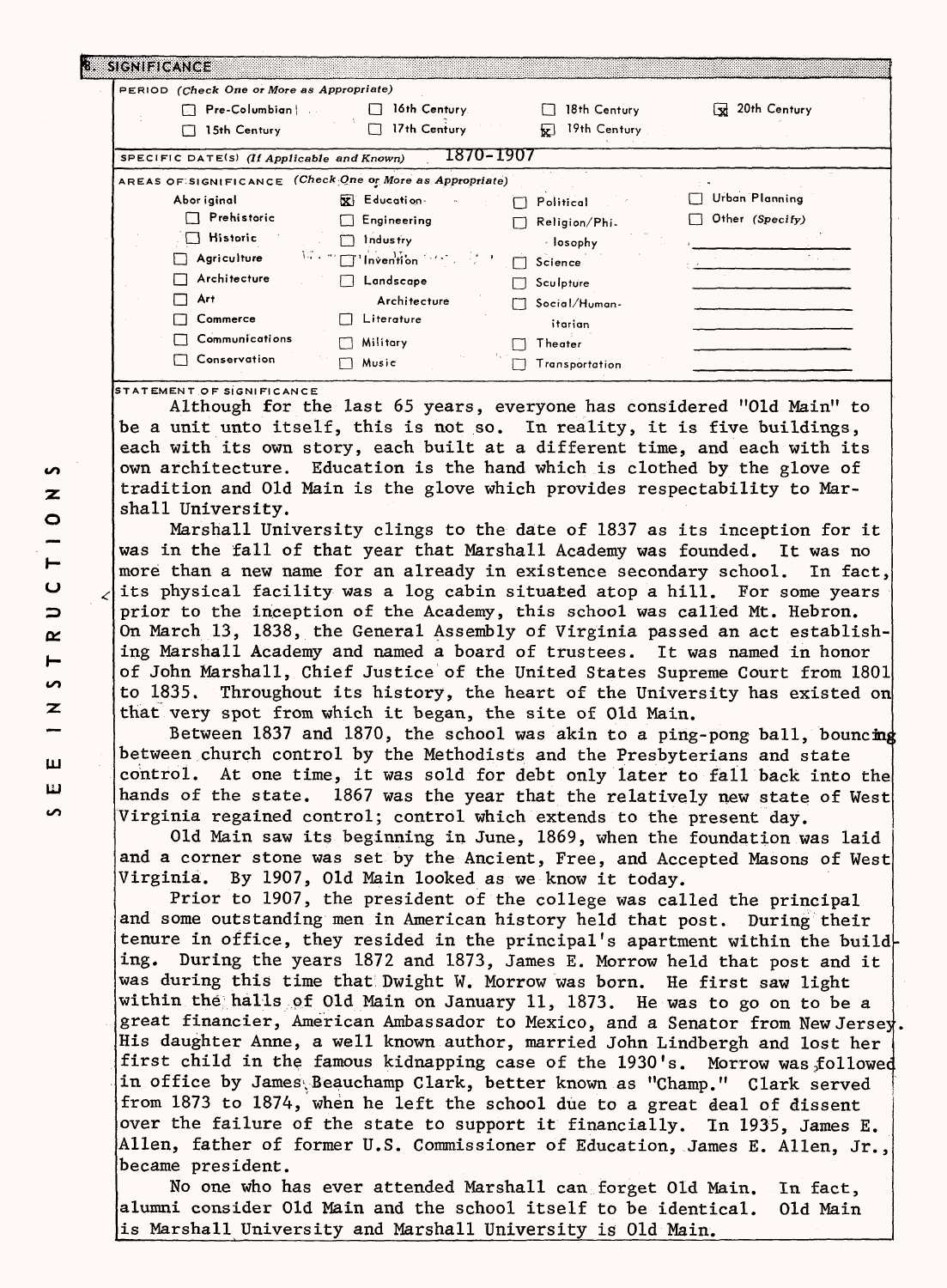## 8. SIGNIFICANCE

**PERIOD** *(Check One or More as Appropriate)*

| | | | |
|---|---|---|---|
| ☐ Pre-Columbian | ☐ 16th Century | ☐ 18th Century | ☒ 20th Century |
| ☐ 15th Century | ☐ 17th Century | ☒ 19th Century | |

**SPECIFIC DATE(S)** *(If Applicable and Known)* 1870-1907

**AREAS OF SIGNIFICANCE** *(Check One or More as Appropriate)*

| | | | |
|---|---|---|---|
| Aboriginal | ☒ Education | ☐ Political | ☐ Urban Planning |
| ☐ Prehistoric | ☐ Engineering | ☐ Religion/Philosophy | ☐ Other (Specify) |
| ☐ Historic | ☐ Industry | | |
| ☐ Agriculture | ☐ Invention | ☐ Science | |
| ☐ Architecture | ☐ Landscape Architecture | ☐ Sculpture | |
| ☐ Art | | ☐ Social/Humanitarian | |
| ☐ Commerce | ☐ Literature | | |
| ☐ Communications | ☐ Military | ☐ Theater | |
| ☐ Conservation | ☐ Music | ☐ Transportation | |

**STATEMENT OF SIGNIFICANCE**

Although for the last 65 years, everyone has considered "Old Main" to be a unit unto itself, this is not so. In reality, it is five buildings, each with its own story, each built at a different time, and each with its own architecture. Education is the hand which is clothed by the glove of tradition and Old Main is the glove which provides respectability to Marshall University.

Marshall University clings to the date of 1837 as its inception for it was in the fall of that year that Marshall Academy was founded. It was no more than a new name for an already in existence secondary school. In fact, its physical facility was a log cabin situated atop a hill. For some years prior to the inception of the Academy, this school was called Mt. Hebron. On March 13, 1838, the General Assembly of Virginia passed an act establishing Marshall Academy and named a board of trustees. It was named in honor of John Marshall, Chief Justice of the United States Supreme Court from 1801 to 1835. Throughout its history, the heart of the University has existed on that very spot from which it began, the site of Old Main.

Between 1837 and 1870, the school was akin to a ping-pong ball, bouncing between church control by the Methodists and the Presbyterians and state control. At one time, it was sold for debt only later to fall back into the hands of the state. 1867 was the year that the relatively new state of West Virginia regained control; control which extends to the present day.

Old Main saw its beginning in June, 1869, when the foundation was laid and a corner stone was set by the Ancient, Free, and Accepted Masons of West Virginia. By 1907, Old Main looked as we know it today.

Prior to 1907, the president of the college was called the principal and some outstanding men in American history held that post. During their tenure in office, they resided in the principal's apartment within the building. During the years 1872 and 1873, James E. Morrow held that post and it was during this time that Dwight W. Morrow was born. He first saw light within the halls of Old Main on January 11, 1873. He was to go on to be a great financier, American Ambassador to Mexico, and a Senator from New Jersey. His daughter Anne, a well known author, married John Lindbergh and lost her first child in the famous kidnapping case of the 1930's. Morrow was followed in office by James Beauchamp Clark, better known as "Champ." Clark served from 1873 to 1874, when he left the school due to a great deal of dissent over the failure of the state to support it financially. In 1935, James E. Allen, father of former U.S. Commissioner of Education, James E. Allen, Jr., became president.

No one who has ever attended Marshall can forget Old Main. In fact, alumni consider Old Main and the school itself to be identical. Old Main is Marshall University and Marshall University is Old Main.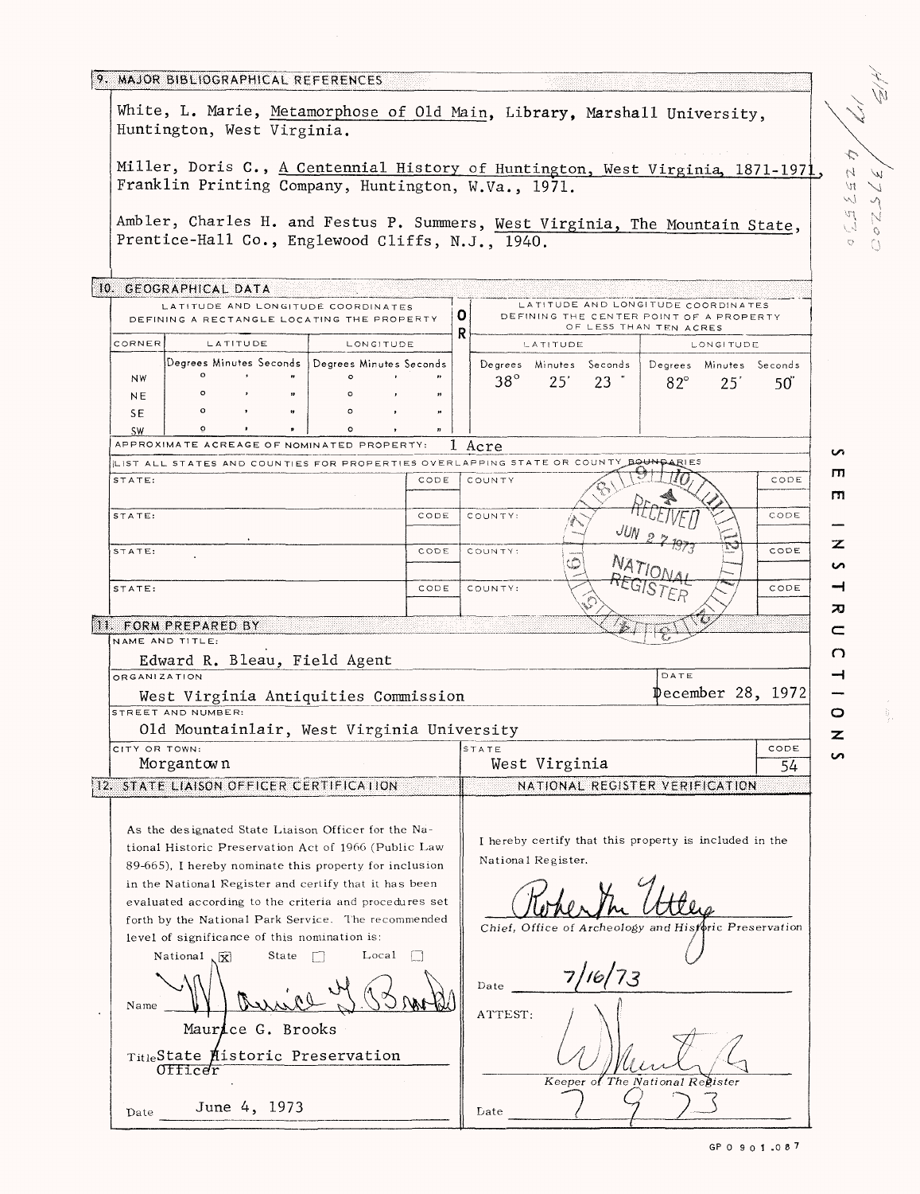## 9. MAJOR BIBLIOGRAPHICAL REFERENCES

White, L. Marie, Metamorphose of Old Main, Library, Marshall University, Huntington, West Virginia.

Miller, Doris C., A Centennial History of Huntington, West Virginia, 1871-1971, Franklin Printing Company, Huntington, W.Va., 1971.

Ambler, Charles H. and Festus P. Summers, West Virginia, The Mountain State, Prentice-Hall Co., Englewood Cliffs, N.J., 1940.

## 10. GEOGRAPHICAL DATA

| LATITUDE AND LONGITUDE COORDINATES DEFINING A RECTANGLE LOCATING THE PROPERTY | | | OR | LATITUDE AND LONGITUDE COORDINATES DEFINING THE CENTER POINT OF A PROPERTY OF LESS THAN TEN ACRES | |
|---|---|---|---|---|---|
| CORNER | LATITUDE | LONGITUDE | | LATITUDE | LONGITUDE |
| | Degrees Minutes Seconds | Degrees Minutes Seconds | | Degrees Minutes Seconds | Degrees Minutes Seconds |
| NW | ° ' " | ° ' " | | 38° 25' 23" | 82° 25' 50" |
| NE | ° ' " | ° ' " | | | |
| SE | ° ' " | ° ' " | | | |
| SW | ° ' " | ° ' " | | | |

APPROXIMATE ACREAGE OF NOMINATED PROPERTY: 1 Acre

LIST ALL STATES AND COUNTIES FOR PROPERTIES OVERLAPPING STATE OR COUNTY BOUNDARIES

| STATE: | CODE | COUNTY | CODE |
|---|---|---|---|
| STATE: | CODE | COUNTY: | CODE |
| STATE: | CODE | COUNTY: | CODE |
| STATE: | CODE | COUNTY: | CODE |

RECEIVED JUN 27 1973 NATIONAL REGISTER

## 11. FORM PREPARED BY

NAME AND TITLE:
Edward R. Bleau, Field Agent

ORGANIZATION: West Virginia Antiquities Commission

DATE: December 28, 1972

STREET AND NUMBER: Old Mountainlair, West Virginia University

CITY OR TOWN: Morgantown

STATE: West Virginia

CODE: 54

## 12. STATE LIAISON OFFICER CERTIFICATION

As the designated State Liaison Officer for the National Historic Preservation Act of 1966 (Public Law 89-665), I hereby nominate this property for inclusion in the National Register and certify that it has been evaluated according to the criteria and procedures set forth by the National Park Service. The recommended level of significance of this nomination is:

National [x] State [ ] Local [ ]

Name: Maurice G. Brooks

Title: State Historic Preservation Officer

Date: June 4, 1973

## NATIONAL REGISTER VERIFICATION

I hereby certify that this property is included in the National Register.

Chief, Office of Archeology and Historic Preservation

Date: 7/16/73

ATTEST:

Keeper of The National Register

Date: 7 9 73

SEE INSTRUCTIONS